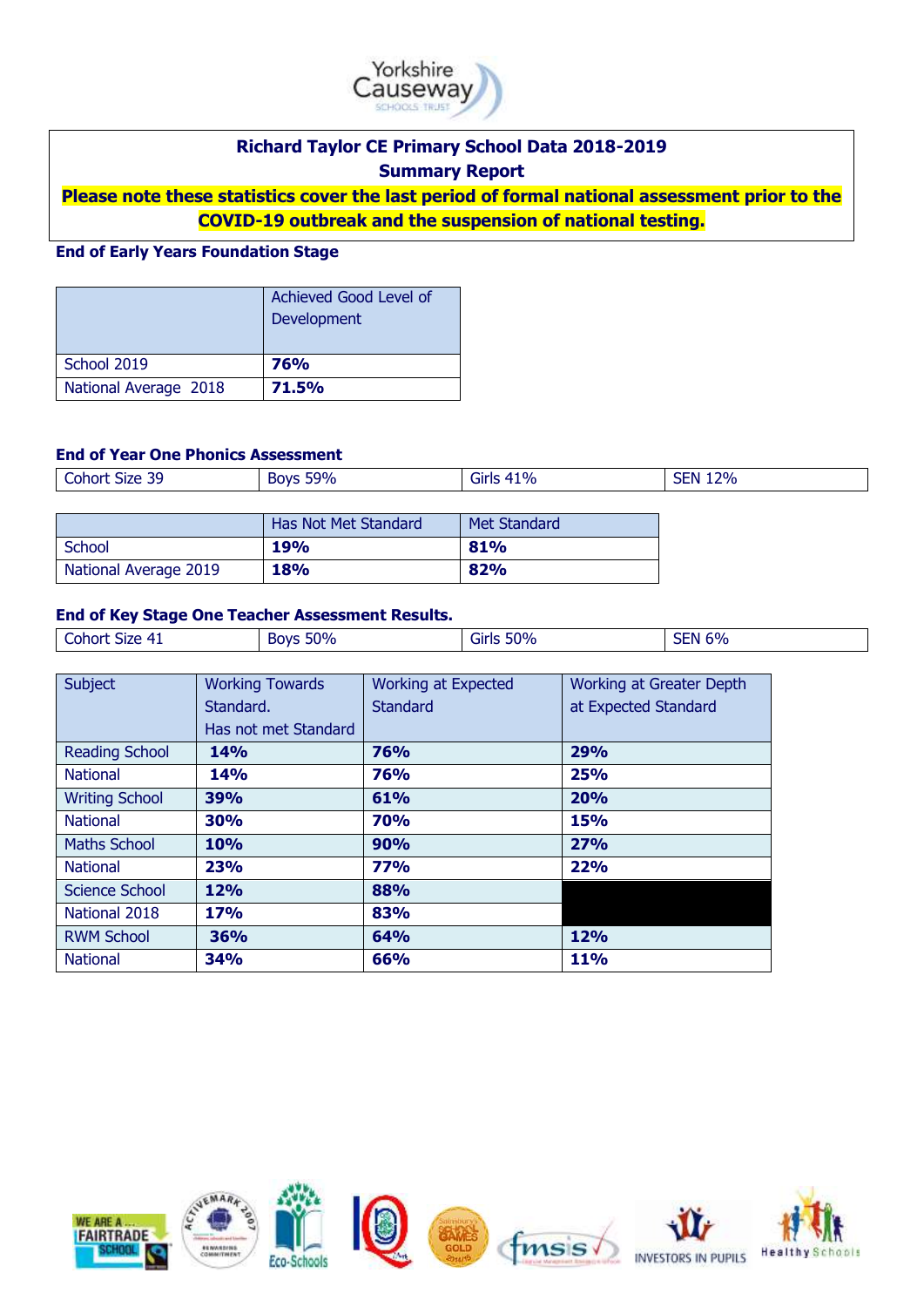# Richard Taylor CE Primary School Data 2018-2019

## Summary Report

**Please note these statistics cover the last period of formal national assessment prior to the COVID-19 outbreak and the suspension of national testing.**

### End of Early Years Foundation Stage

| | Achieved Good Level of Development |
|---|---|
| School 2019 | **76%** |
| National Average 2018 | **71.5%** |

### End of Year One Phonics Assessment

| Cohort Size 39 | Boys 59% | Girls 41% | SEN 12% |
|---|---|---|---|

| | Has Not Met Standard | Met Standard |
|---|---|---|
| School | **19%** | **81%** |
| National Average 2019 | **18%** | **82%** |

### End of Key Stage One Teacher Assessment Results.

| Cohort Size 41 | Boys 50% | Girls 50% | SEN 6% |
|---|---|---|---|

| Subject | Working Towards Standard. Has not met Standard | Working at Expected Standard | Working at Greater Depth at Expected Standard |
|---|---|---|---|
| Reading School | **14%** | **76%** | **29%** |
| National | **14%** | **76%** | **25%** |
| Writing School | **39%** | **61%** | **20%** |
| National | **30%** | **70%** | **15%** |
| Maths School | **10%** | **90%** | **27%** |
| National | **23%** | **77%** | **22%** |
| Science School | **12%** | **88%** | |
| National 2018 | **17%** | **83%** | |
| RWM School | **36%** | **64%** | **12%** |
| National | **34%** | **66%** | **11%** |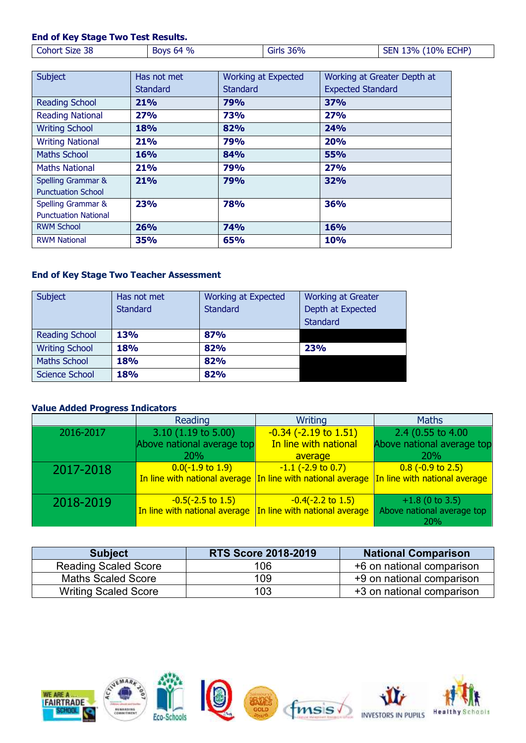### End of Key Stage Two Test Results.

| Cohort Size 38 | Boys 64 % | Girls 36% | SEN 13% (10% ECHP) |
|---|---|---|---|

| Subject | Has not met Standard | Working at Expected Standard | Working at Greater Depth at Expected Standard |
|---|---|---|---|
| Reading School | **21%** | **79%** | **37%** |
| Reading National | **27%** | **73%** | **27%** |
| Writing School | **18%** | **82%** | **24%** |
| Writing National | **21%** | **79%** | **20%** |
| Maths School | **16%** | **84%** | **55%** |
| Maths National | **21%** | **79%** | **27%** |
| Spelling Grammar & Punctuation School | **21%** | **79%** | **32%** |
| Spelling Grammar & Punctuation National | **23%** | **78%** | **36%** |
| RWM School | **26%** | **74%** | **16%** |
| RWM National | **35%** | **65%** | **10%** |

### End of Key Stage Two Teacher Assessment

| Subject | Has not met Standard | Working at Expected Standard | Working at Greater Depth at Expected Standard |
|---|---|---|---|
| Reading School | **13%** | **87%** | |
| Writing School | **18%** | **82%** | **23%** |
| Maths School | **18%** | **82%** | |
| Science School | **18%** | **82%** | |

### Value Added Progress Indicators

| | Reading | Writing | Maths |
|---|---|---|---|
| 2016-2017 | 3.10 (1.19 to 5.00) Above national average top 20% | -0.34 (-2.19 to 1.51) In line with national average | 2.4 (0.55 to 4.00 Above national average top 20% |
| 2017-2018 | 0.0(-1.9 to 1.9) In line with national average | -1.1 (-2.9 to 0.7) In line with national average | 0.8 (-0.9 to 2.5) In line with national average |
| 2018-2019 | -0.5(-2.5 to 1.5) In line with national average | -0.4(-2.2 to 1.5) In line with national average | +1.8 (0 to 3.5) Above national average top 20% |

| Subject | RTS Score 2018-2019 | National Comparison |
|---|---|---|
| Reading Scaled Score | 106 | +6 on national comparison |
| Maths Scaled Score | 109 | +9 on national comparison |
| Writing Scaled Score | 103 | +3 on national comparison |